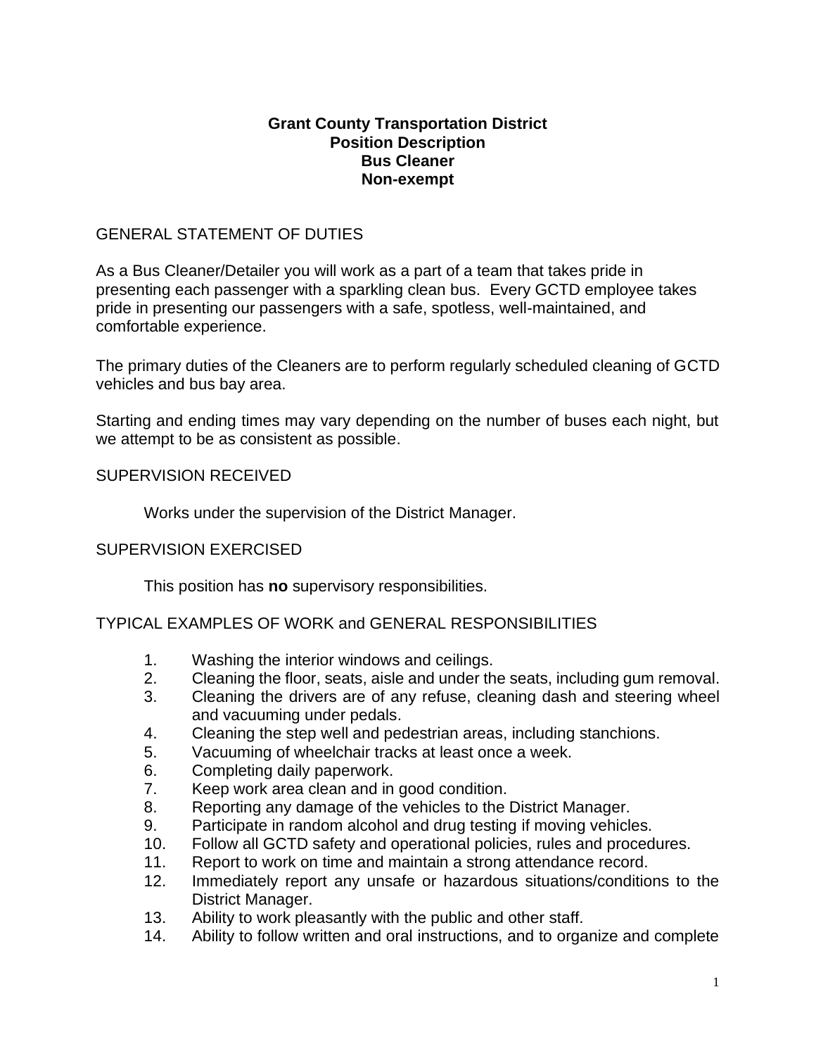**Grant County Transportation District**
**Position Description**
**Bus Cleaner**
**Non-exempt**

## GENERAL STATEMENT OF DUTIES

As a Bus Cleaner/Detailer you will work as a part of a team that takes pride in presenting each passenger with a sparkling clean bus. Every GCTD employee takes pride in presenting our passengers with a safe, spotless, well-maintained, and comfortable experience.

The primary duties of the Cleaners are to perform regularly scheduled cleaning of GCTD vehicles and bus bay area.

Starting and ending times may vary depending on the number of buses each night, but we attempt to be as consistent as possible.

## SUPERVISION RECEIVED

Works under the supervision of the District Manager.

## SUPERVISION EXERCISED

This position has **no** supervisory responsibilities.

## TYPICAL EXAMPLES OF WORK and GENERAL RESPONSIBILITIES

1. Washing the interior windows and ceilings.
2. Cleaning the floor, seats, aisle and under the seats, including gum removal.
3. Cleaning the drivers are of any refuse, cleaning dash and steering wheel and vacuuming under pedals.
4. Cleaning the step well and pedestrian areas, including stanchions.
5. Vacuuming of wheelchair tracks at least once a week.
6. Completing daily paperwork.
7. Keep work area clean and in good condition.
8. Reporting any damage of the vehicles to the District Manager.
9. Participate in random alcohol and drug testing if moving vehicles.
10. Follow all GCTD safety and operational policies, rules and procedures.
11. Report to work on time and maintain a strong attendance record.
12. Immediately report any unsafe or hazardous situations/conditions to the District Manager.
13. Ability to work pleasantly with the public and other staff.
14. Ability to follow written and oral instructions, and to organize and complete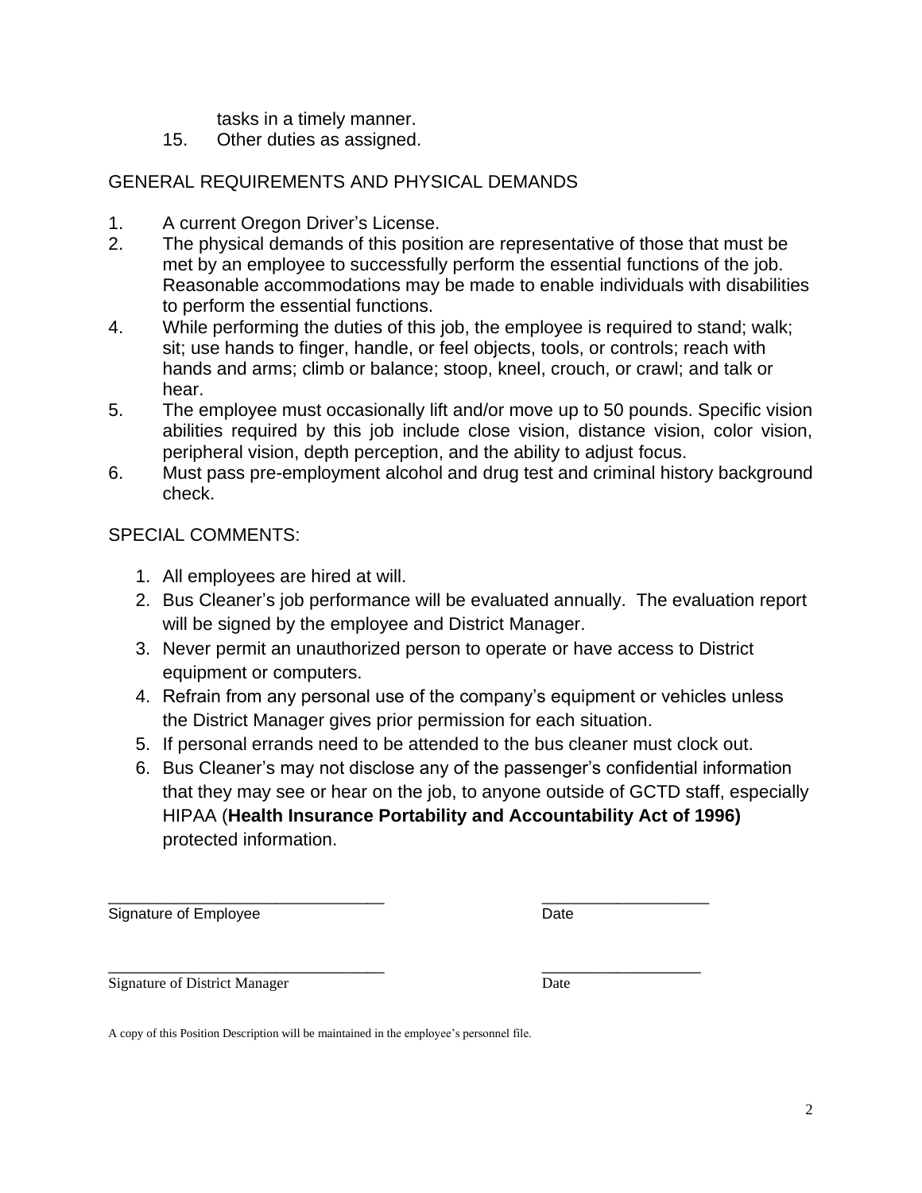tasks in a timely manner.

15. Other duties as assigned.

GENERAL REQUIREMENTS AND PHYSICAL DEMANDS

1. A current Oregon Driver's License.
2. The physical demands of this position are representative of those that must be met by an employee to successfully perform the essential functions of the job. Reasonable accommodations may be made to enable individuals with disabilities to perform the essential functions.
4. While performing the duties of this job, the employee is required to stand; walk; sit; use hands to finger, handle, or feel objects, tools, or controls; reach with hands and arms; climb or balance; stoop, kneel, crouch, or crawl; and talk or hear.
5. The employee must occasionally lift and/or move up to 50 pounds. Specific vision abilities required by this job include close vision, distance vision, color vision, peripheral vision, depth perception, and the ability to adjust focus.
6. Must pass pre-employment alcohol and drug test and criminal history background check.

SPECIAL COMMENTS:

1. All employees are hired at will.
2. Bus Cleaner's job performance will be evaluated annually. The evaluation report will be signed by the employee and District Manager.
3. Never permit an unauthorized person to operate or have access to District equipment or computers.
4. Refrain from any personal use of the company's equipment or vehicles unless the District Manager gives prior permission for each situation.
5. If personal errands need to be attended to the bus cleaner must clock out.
6. Bus Cleaner's may not disclose any of the passenger's confidential information that they may see or hear on the job, to anyone outside of GCTD staff, especially HIPAA (**Health Insurance Portability and Accountability Act of 1996)** protected information.

\_\_\_\_\_\_\_\_\_\_\_\_\_\_\_\_\_\_\_\_\_\_\_\_\_\_\_\_\_\_\_\_ \_\_\_\_\_\_\_\_\_\_\_\_\_\_\_\_\_\_\_\_
Signature of Employee Date

\_\_\_\_\_\_\_\_\_\_\_\_\_\_\_\_\_\_\_\_\_\_\_\_\_\_\_\_\_\_\_\_ \_\_\_\_\_\_\_\_\_\_\_\_\_\_\_\_\_\_\_\_
Signature of District Manager Date

A copy of this Position Description will be maintained in the employee's personnel file.